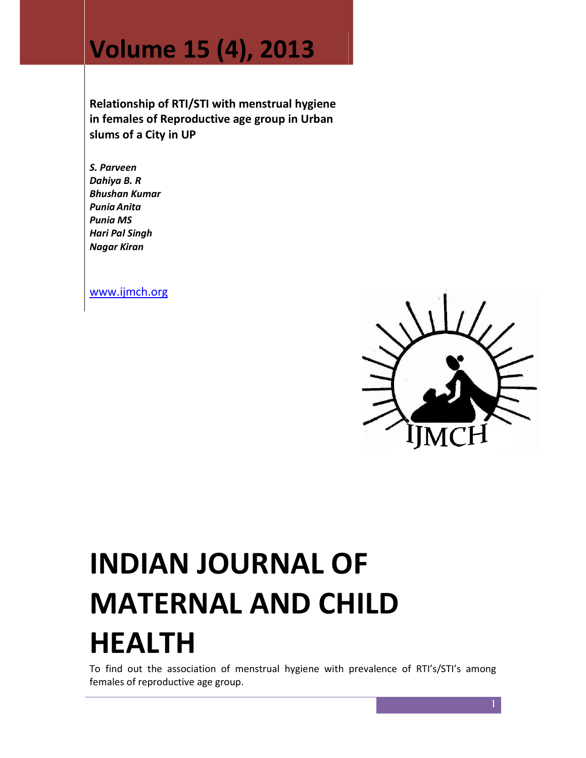# Volume 15 (4), 2013

**Relationship of RTI/STI with menstrual hygiene in females of Reproductive age group in Urban slums of a City in UP**

***S. Parveen***
***Dahiya B. R***
***Bhushan Kumar***
***Punia Anita***
***Punia MS***
***Hari Pal Singh***
***Nagar Kiran***

www.ijmch.org

# INDIAN JOURNAL OF MATERNAL AND CHILD HEALTH

To find out the association of menstrual hygiene with prevalence of RTI's/STI's among females of reproductive age group.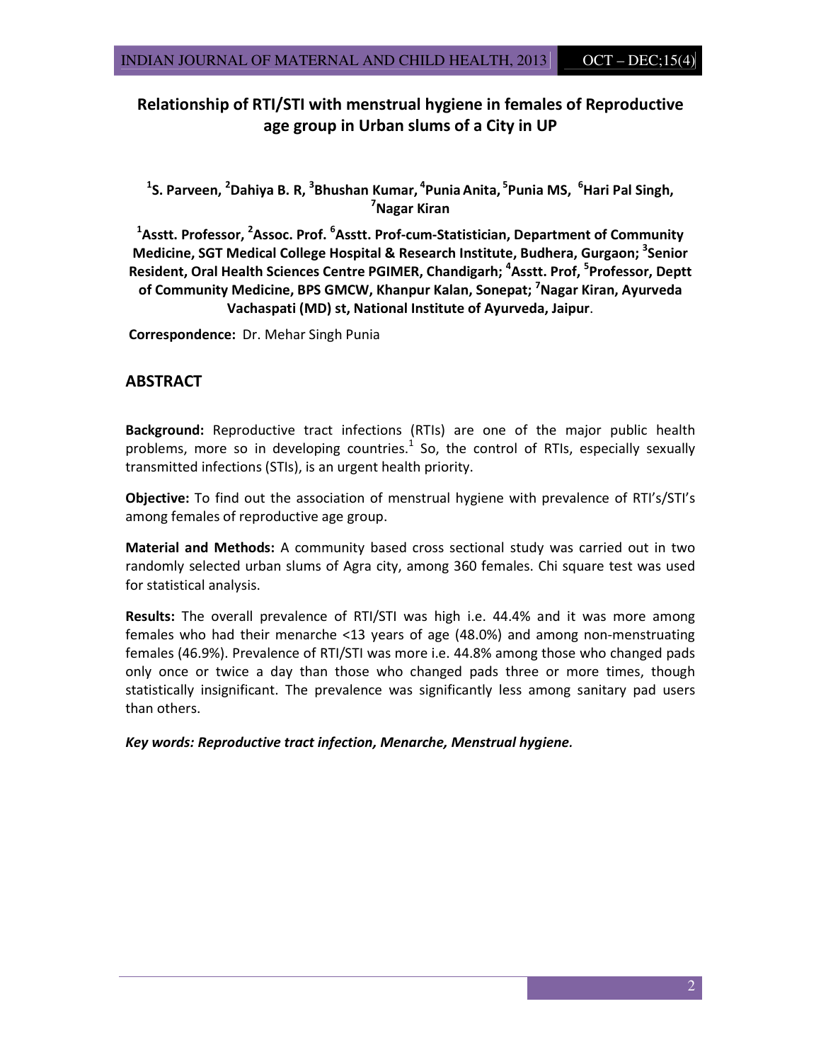# Relationship of RTI/STI with menstrual hygiene in females of Reproductive age group in Urban slums of a City in UP

**[1]S. Parveen, [2]Dahiya B. R, [3]Bhushan Kumar, [4]Punia Anita, [5]Punia MS, [6]Hari Pal Singh, [7]Nagar Kiran**

**[1]Asstt. Professor, [2]Assoc. Prof. [6]Asstt. Prof-cum-Statistician, Department of Community Medicine, SGT Medical College Hospital & Research Institute, Budhera, Gurgaon; [3]Senior Resident, Oral Health Sciences Centre PGIMER, Chandigarh; [4]Asstt. Prof, [5]Professor, Deptt of Community Medicine, BPS GMCW, Khanpur Kalan, Sonepat; [7]Nagar Kiran, Ayurveda Vachaspati (MD) st, National Institute of Ayurveda, Jaipur**.

**Correspondence:** Dr. Mehar Singh Punia

## ABSTRACT

**Background:** Reproductive tract infections (RTIs) are one of the major public health problems, more so in developing countries.[1] So, the control of RTIs, especially sexually transmitted infections (STIs), is an urgent health priority.

**Objective:** To find out the association of menstrual hygiene with prevalence of RTI's/STI's among females of reproductive age group.

**Material and Methods:** A community based cross sectional study was carried out in two randomly selected urban slums of Agra city, among 360 females. Chi square test was used for statistical analysis.

**Results:** The overall prevalence of RTI/STI was high i.e. 44.4% and it was more among females who had their menarche <13 years of age (48.0%) and among non-menstruating females (46.9%). Prevalence of RTI/STI was more i.e. 44.8% among those who changed pads only once or twice a day than those who changed pads three or more times, though statistically insignificant. The prevalence was significantly less among sanitary pad users than others.

***Key words: Reproductive tract infection, Menarche, Menstrual hygiene.***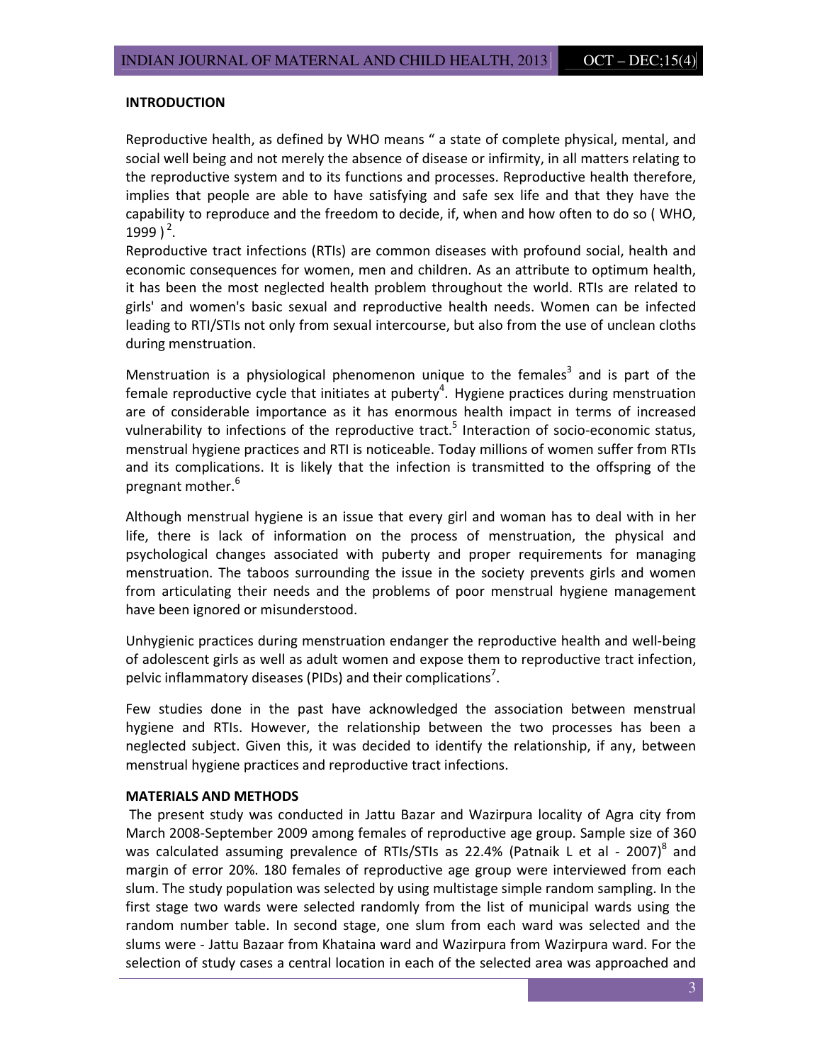**INTRODUCTION**

Reproductive health, as defined by WHO means " a state of complete physical, mental, and social well being and not merely the absence of disease or infirmity, in all matters relating to the reproductive system and to its functions and processes. Reproductive health therefore, implies that people are able to have satisfying and safe sex life and that they have the capability to reproduce and the freedom to decide, if, when and how often to do so ( WHO, 1999 )[2].

Reproductive tract infections (RTIs) are common diseases with profound social, health and economic consequences for women, men and children. As an attribute to optimum health, it has been the most neglected health problem throughout the world. RTIs are related to girls' and women's basic sexual and reproductive health needs. Women can be infected leading to RTI/STIs not only from sexual intercourse, but also from the use of unclean cloths during menstruation.

Menstruation is a physiological phenomenon unique to the females[3] and is part of the female reproductive cycle that initiates at puberty[4]. Hygiene practices during menstruation are of considerable importance as it has enormous health impact in terms of increased vulnerability to infections of the reproductive tract.[5] Interaction of socio-economic status, menstrual hygiene practices and RTI is noticeable. Today millions of women suffer from RTIs and its complications. It is likely that the infection is transmitted to the offspring of the pregnant mother.[6]

Although menstrual hygiene is an issue that every girl and woman has to deal with in her life, there is lack of information on the process of menstruation, the physical and psychological changes associated with puberty and proper requirements for managing menstruation. The taboos surrounding the issue in the society prevents girls and women from articulating their needs and the problems of poor menstrual hygiene management have been ignored or misunderstood.

Unhygienic practices during menstruation endanger the reproductive health and well-being of adolescent girls as well as adult women and expose them to reproductive tract infection, pelvic inflammatory diseases (PIDs) and their complications[7].

Few studies done in the past have acknowledged the association between menstrual hygiene and RTIs. However, the relationship between the two processes has been a neglected subject. Given this, it was decided to identify the relationship, if any, between menstrual hygiene practices and reproductive tract infections.

**MATERIALS AND METHODS**

The present study was conducted in Jattu Bazar and Wazirpura locality of Agra city from March 2008-September 2009 among females of reproductive age group. Sample size of 360 was calculated assuming prevalence of RTIs/STIs as 22.4% (Patnaik L et al - 2007)[8] and margin of error 20%. 180 females of reproductive age group were interviewed from each slum. The study population was selected by using multistage simple random sampling. In the first stage two wards were selected randomly from the list of municipal wards using the random number table. In second stage, one slum from each ward was selected and the slums were - Jattu Bazaar from Khataina ward and Wazirpura from Wazirpura ward. For the selection of study cases a central location in each of the selected area was approached and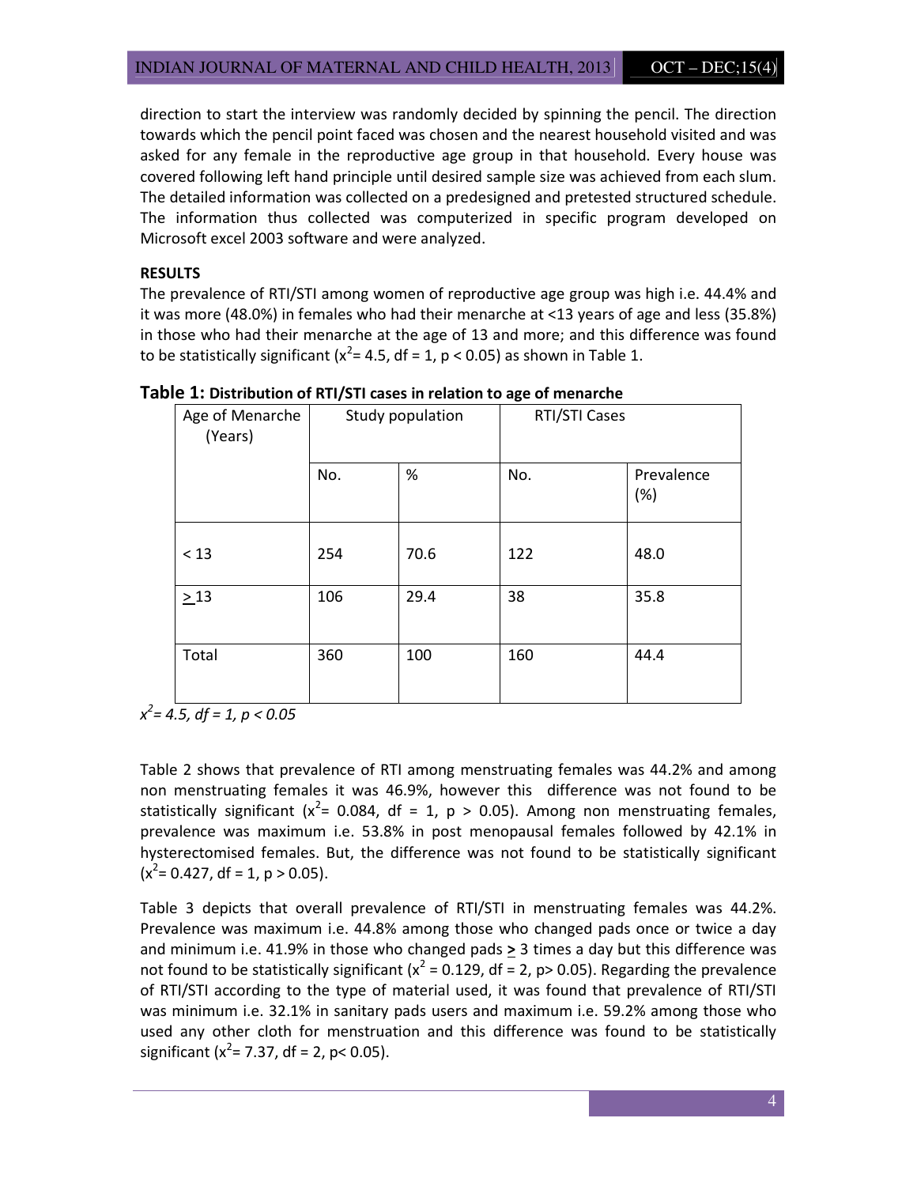direction to start the interview was randomly decided by spinning the pencil. The direction towards which the pencil point faced was chosen and the nearest household visited and was asked for any female in the reproductive age group in that household. Every house was covered following left hand principle until desired sample size was achieved from each slum. The detailed information was collected on a predesigned and pretested structured schedule. The information thus collected was computerized in specific program developed on Microsoft excel 2003 software and were analyzed.

**RESULTS**

The prevalence of RTI/STI among women of reproductive age group was high i.e. 44.4% and it was more (48.0%) in females who had their menarche at <13 years of age and less (35.8%) in those who had their menarche at the age of 13 and more; and this difference was found to be statistically significant ($x^2$= 4.5, df = 1, p < 0.05) as shown in Table 1.

**Table 1: Distribution of RTI/STI cases in relation to age of menarche**

| Age of Menarche (Years) | Study population | | RTI/STI Cases | |
|---|---|---|---|---|
| | No. | % | No. | Prevalence (%) |
| < 13 | 254 | 70.6 | 122 | 48.0 |
| ≥ 13 | 106 | 29.4 | 38 | 35.8 |
| Total | 360 | 100 | 160 | 44.4 |

*$x^2$= 4.5, df = 1, p < 0.05*

Table 2 shows that prevalence of RTI among menstruating females was 44.2% and among non menstruating females it was 46.9%, however this difference was not found to be statistically significant ($x^2$= 0.084, df = 1, p > 0.05). Among non menstruating females, prevalence was maximum i.e. 53.8% in post menopausal females followed by 42.1% in hysterectomised females. But, the difference was not found to be statistically significant ($x^2$= 0.427, df = 1, p > 0.05).

Table 3 depicts that overall prevalence of RTI/STI in menstruating females was 44.2%. Prevalence was maximum i.e. 44.8% among those who changed pads once or twice a day and minimum i.e. 41.9% in those who changed pads ≥ 3 times a day but this difference was not found to be statistically significant ($x^2$ = 0.129, df = 2, p> 0.05). Regarding the prevalence of RTI/STI according to the type of material used, it was found that prevalence of RTI/STI was minimum i.e. 32.1% in sanitary pads users and maximum i.e. 59.2% among those who used any other cloth for menstruation and this difference was found to be statistically significant ($x^2$= 7.37, df = 2, p< 0.05).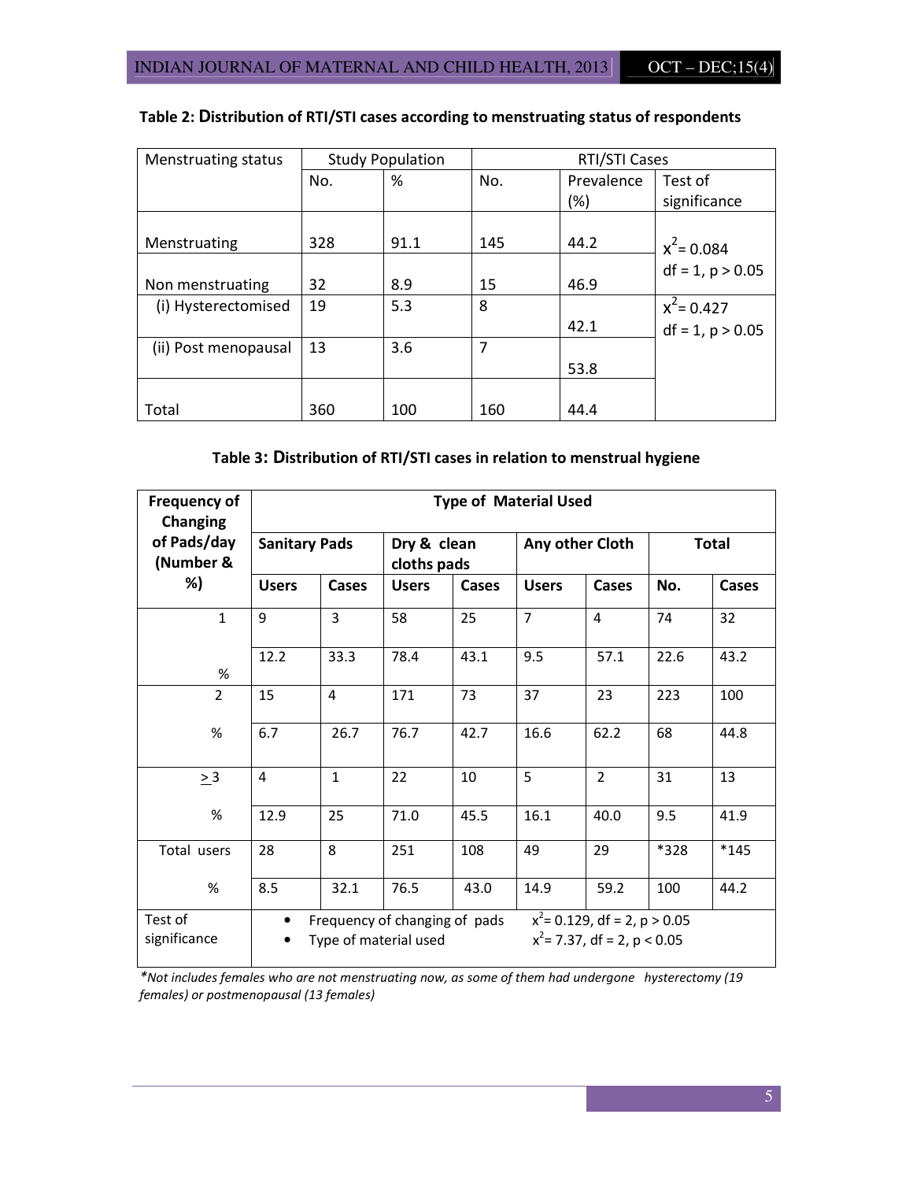**Table 2: Distribution of RTI/STI cases according to menstruating status of respondents**

| Menstruating status | Study Population | | RTI/STI Cases | | |
|---|---|---|---|---|---|
| | No. | % | No. | Prevalence (%) | Test of significance |
| Menstruating | 328 | 91.1 | 145 | 44.2 | $x^2 = 0.084$ df = 1, $p > 0.05$ |
| Non menstruating | 32 | 8.9 | 15 | 46.9 | |
| (i) Hysterectomised | 19 | 5.3 | 8 | 42.1 | $x^2 = 0.427$ df = 1, $p > 0.05$ |
| (ii) Post menopausal | 13 | 3.6 | 7 | 53.8 | |
| Total | 360 | 100 | 160 | 44.4 | |

**Table 3: Distribution of RTI/STI cases in relation to menstrual hygiene**

| Frequency of Changing of Pads/day (Number & %) | Type of Material Used | | | | | | | |
|---|---|---|---|---|---|---|---|---|
| | Sanitary Pads | | Dry & clean cloths pads | | Any other Cloth | | Total | |
| | Users | Cases | Users | Cases | Users | Cases | No. | Cases |
| 1 | 9 | 3 | 58 | 25 | 7 | 4 | 74 | 32 |
| % | 12.2 | 33.3 | 78.4 | 43.1 | 9.5 | 57.1 | 22.6 | 43.2 |
| 2 | 15 | 4 | 171 | 73 | 37 | 23 | 223 | 100 |
| % | 6.7 | 26.7 | 76.7 | 42.7 | 16.6 | 62.2 | 68 | 44.8 |
| ≥ 3 | 4 | 1 | 22 | 10 | 5 | 2 | 31 | 13 |
| % | 12.9 | 25 | 71.0 | 45.5 | 16.1 | 40.0 | 9.5 | 41.9 |
| Total users | 28 | 8 | 251 | 108 | 49 | 29 | *328 | *145 |
| % | 8.5 | 32.1 | 76.5 | 43.0 | 14.9 | 59.2 | 100 | 44.2 |
| Test of significance | • Frequency of changing of pads: $x^2 = 0.129$, df = 2, $p > 0.05$<br>• Type of material used: $x^2 = 7.37$, df = 2, $p < 0.05$ | | | | | | | |

*\*Not includes females who are not menstruating now, as some of them had undergone hysterectomy (19 females) or postmenopausal (13 females)*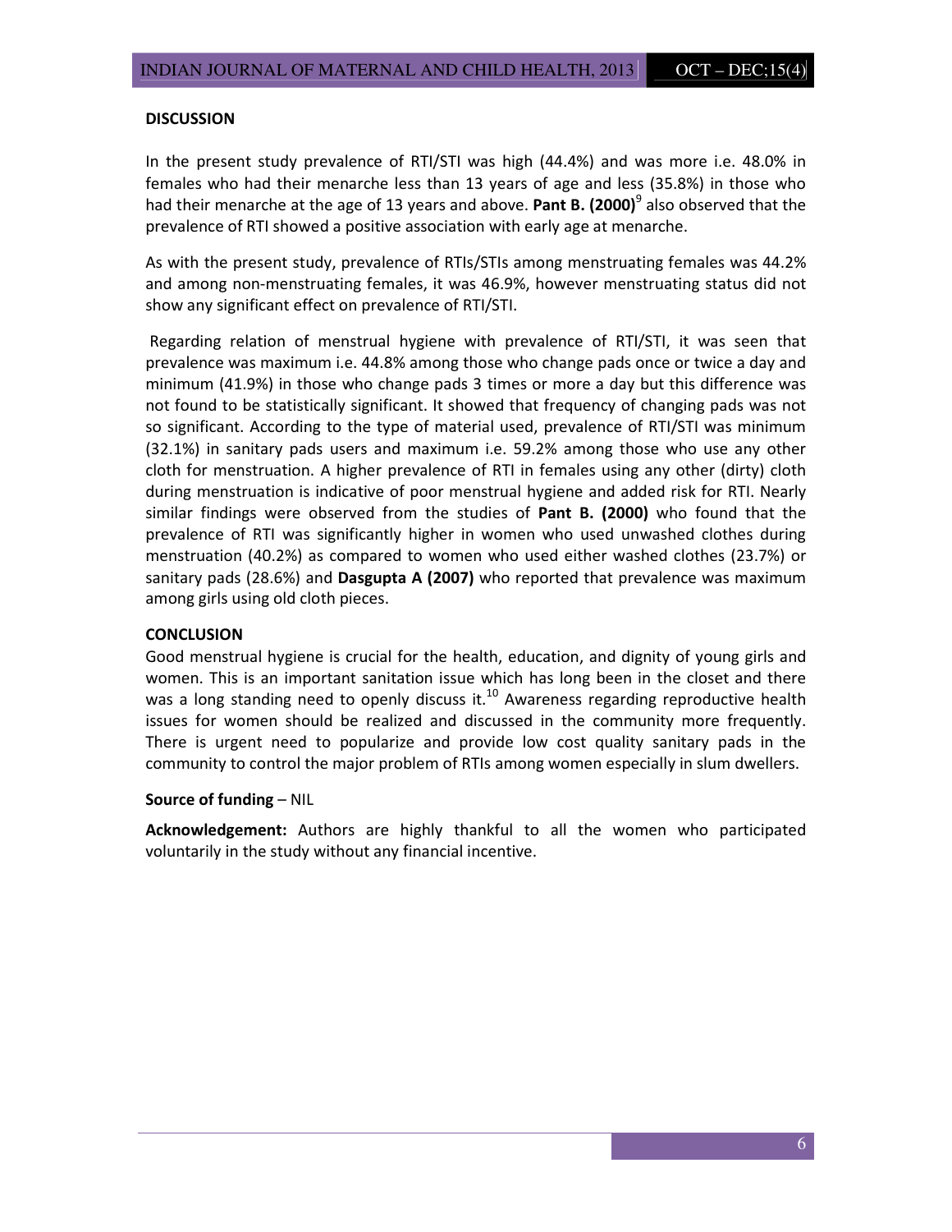## DISCUSSION

In the present study prevalence of RTI/STI was high (44.4%) and was more i.e. 48.0% in females who had their menarche less than 13 years of age and less (35.8%) in those who had their menarche at the age of 13 years and above. **Pant B. (2000)**[9] also observed that the prevalence of RTI showed a positive association with early age at menarche.

As with the present study, prevalence of RTIs/STIs among menstruating females was 44.2% and among non-menstruating females, it was 46.9%, however menstruating status did not show any significant effect on prevalence of RTI/STI.

Regarding relation of menstrual hygiene with prevalence of RTI/STI, it was seen that prevalence was maximum i.e. 44.8% among those who change pads once or twice a day and minimum (41.9%) in those who change pads 3 times or more a day but this difference was not found to be statistically significant. It showed that frequency of changing pads was not so significant. According to the type of material used, prevalence of RTI/STI was minimum (32.1%) in sanitary pads users and maximum i.e. 59.2% among those who use any other cloth for menstruation. A higher prevalence of RTI in females using any other (dirty) cloth during menstruation is indicative of poor menstrual hygiene and added risk for RTI. Nearly similar findings were observed from the studies of **Pant B. (2000)** who found that the prevalence of RTI was significantly higher in women who used unwashed clothes during menstruation (40.2%) as compared to women who used either washed clothes (23.7%) or sanitary pads (28.6%) and **Dasgupta A (2007)** who reported that prevalence was maximum among girls using old cloth pieces.

## CONCLUSION

Good menstrual hygiene is crucial for the health, education, and dignity of young girls and women. This is an important sanitation issue which has long been in the closet and there was a long standing need to openly discuss it.[10] Awareness regarding reproductive health issues for women should be realized and discussed in the community more frequently. There is urgent need to popularize and provide low cost quality sanitary pads in the community to control the major problem of RTIs among women especially in slum dwellers.

**Source of funding** – NIL

**Acknowledgement:** Authors are highly thankful to all the women who participated voluntarily in the study without any financial incentive.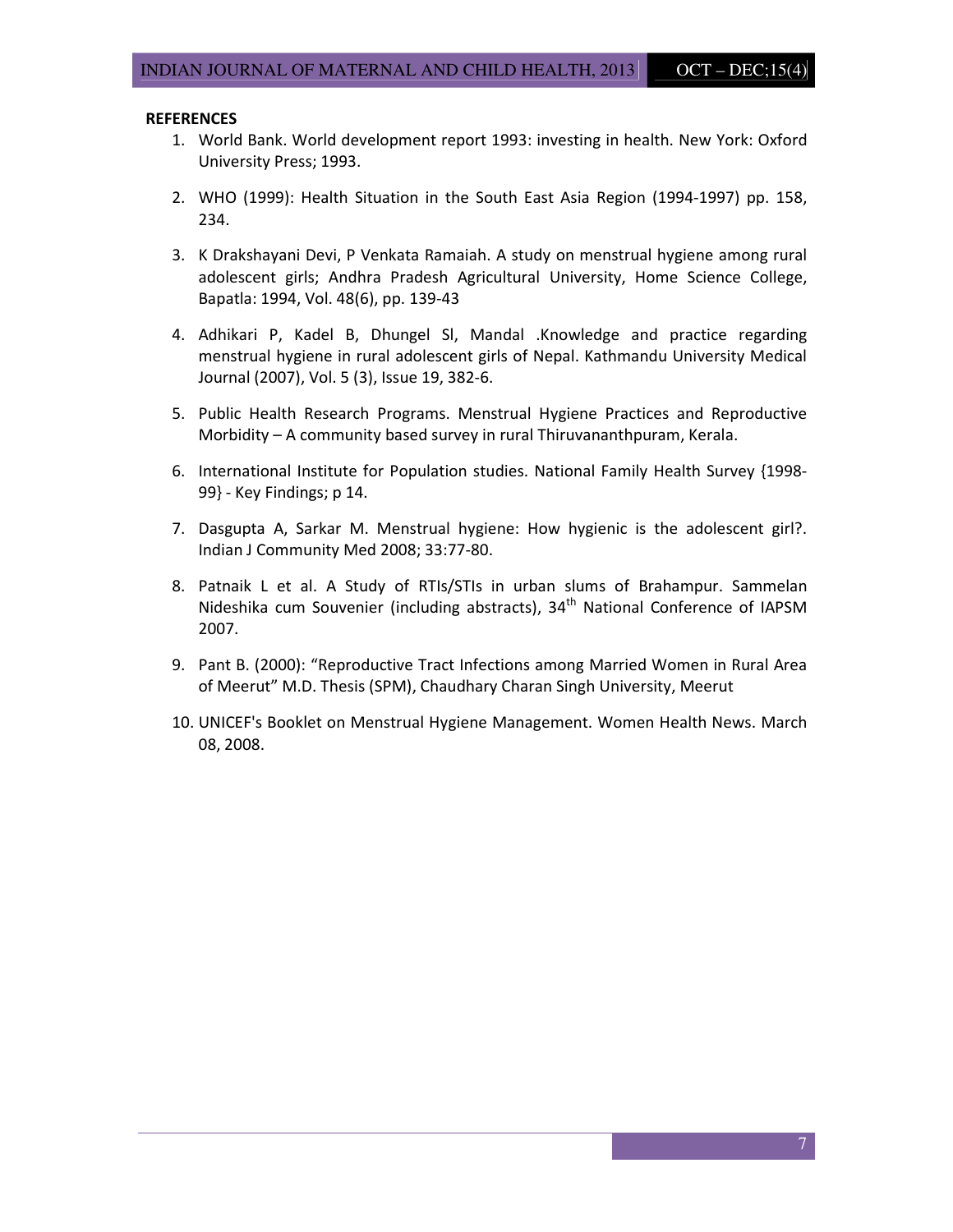**REFERENCES**

1. World Bank. World development report 1993: investing in health. New York: Oxford University Press; 1993.
2. WHO (1999): Health Situation in the South East Asia Region (1994-1997) pp. 158, 234.
3. K Drakshayani Devi, P Venkata Ramaiah. A study on menstrual hygiene among rural adolescent girls; Andhra Pradesh Agricultural University, Home Science College, Bapatla: 1994, Vol. 48(6), pp. 139-43
4. Adhikari P, Kadel B, Dhungel Sl, Mandal .Knowledge and practice regarding menstrual hygiene in rural adolescent girls of Nepal. Kathmandu University Medical Journal (2007), Vol. 5 (3), Issue 19, 382-6.
5. Public Health Research Programs. Menstrual Hygiene Practices and Reproductive Morbidity – A community based survey in rural Thiruvananthpuram, Kerala.
6. International Institute for Population studies. National Family Health Survey {1998-99} - Key Findings; p 14.
7. Dasgupta A, Sarkar M. Menstrual hygiene: How hygienic is the adolescent girl?. Indian J Community Med 2008; 33:77-80.
8. Patnaik L et al. A Study of RTIs/STIs in urban slums of Brahampur. Sammelan Nideshika cum Souvenier (including abstracts), 34th National Conference of IAPSM 2007.
9. Pant B. (2000): "Reproductive Tract Infections among Married Women in Rural Area of Meerut" M.D. Thesis (SPM), Chaudhary Charan Singh University, Meerut
10. UNICEF's Booklet on Menstrual Hygiene Management. Women Health News. March 08, 2008.